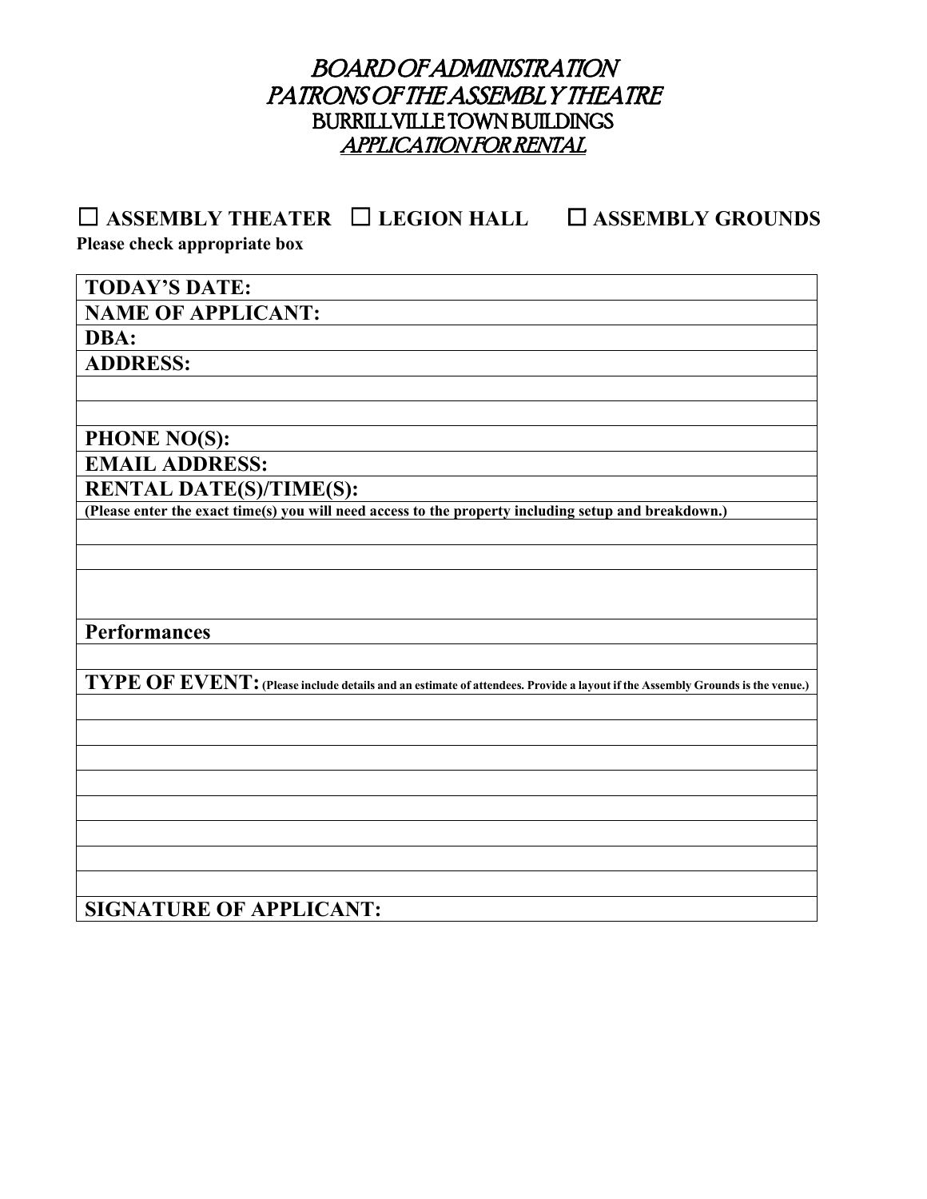# *BOARD OF ADMINISTRATION*
# *PATRONS OF THE ASSEMBLY THEATRE*
## BURRILLVILLE TOWN BUILDINGS
## ***APPLICATION FOR RENTAL***

☐ **ASSEMBLY THEATER** ☐ **LEGION HALL** ☐ **ASSEMBLY GROUNDS**

**Please check appropriate box**

| **TODAY'S DATE:** |
|---|
| **NAME OF APPLICANT:** |
| **DBA:** |
| **ADDRESS:** |
| |
| |
| **PHONE NO(S):** |
| **EMAIL ADDRESS:** |
| **RENTAL DATE(S)/TIME(S):** |
| **(Please enter the exact time(s) you will need access to the property including setup and breakdown.)** |
| |
| |
| |
| **Performances** |
| |
| **TYPE OF EVENT: (Please include details and an estimate of attendees. Provide a layout if the Assembly Grounds is the venue.)** |
| |
| |
| |
| |
| |
| |
| |
| |
| **SIGNATURE OF APPLICANT:** |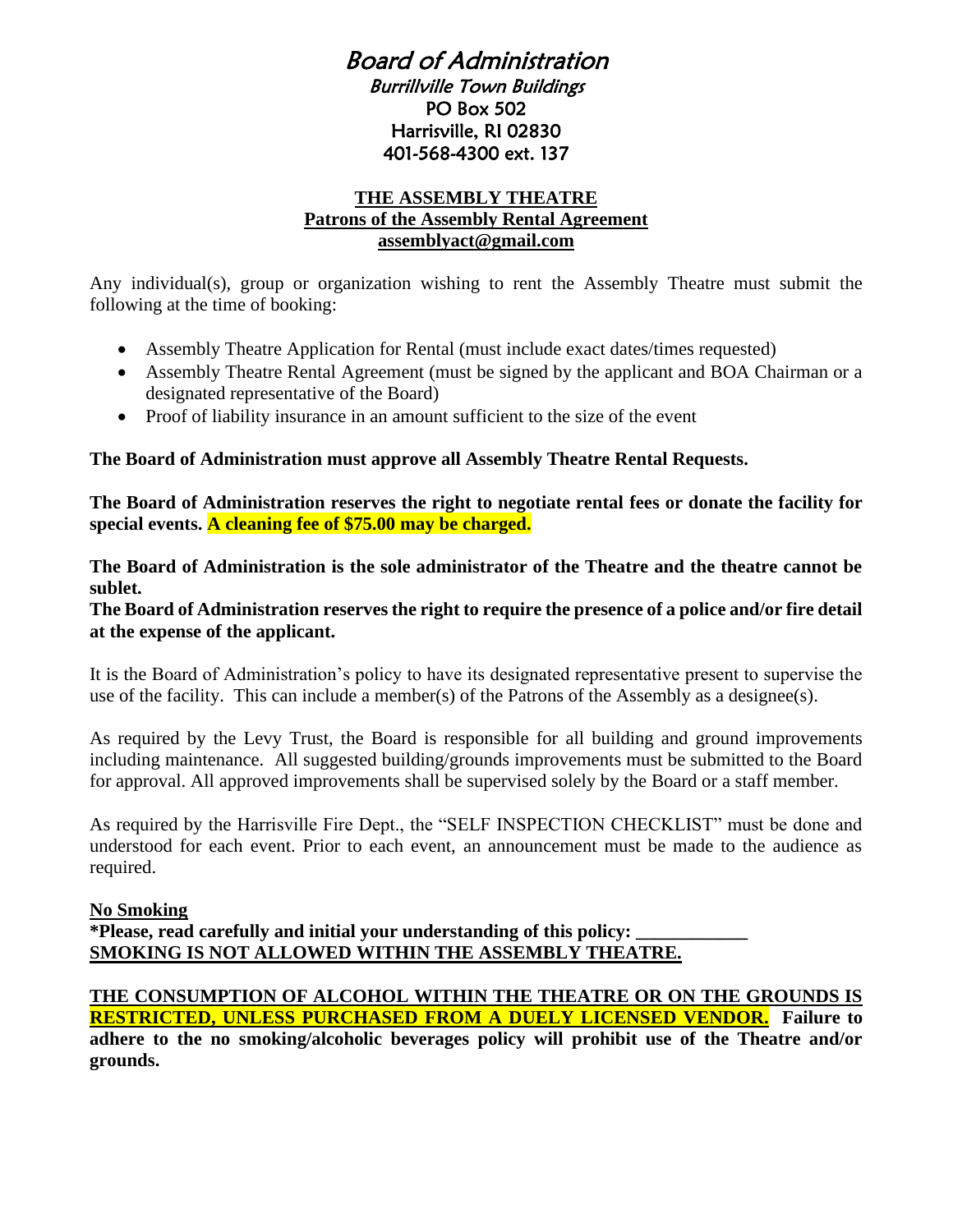# Board of Administration

## Burrillville Town Buildings

PO Box 502
Harrisville, RI 02830
401-568-4300 ext. 137

**THE ASSEMBLY THEATRE**
**Patrons of the Assembly Rental Agreement**
**assemblyact@gmail.com**

Any individual(s), group or organization wishing to rent the Assembly Theatre must submit the following at the time of booking:

- Assembly Theatre Application for Rental (must include exact dates/times requested)
- Assembly Theatre Rental Agreement (must be signed by the applicant and BOA Chairman or a designated representative of the Board)
- Proof of liability insurance in an amount sufficient to the size of the event

**The Board of Administration must approve all Assembly Theatre Rental Requests.**

**The Board of Administration reserves the right to negotiate rental fees or donate the facility for special events. A cleaning fee of $75.00 may be charged.**

**The Board of Administration is the sole administrator of the Theatre and the theatre cannot be sublet.**
**The Board of Administration reserves the right to require the presence of a police and/or fire detail at the expense of the applicant.**

It is the Board of Administration's policy to have its designated representative present to supervise the use of the facility. This can include a member(s) of the Patrons of the Assembly as a designee(s).

As required by the Levy Trust, the Board is responsible for all building and ground improvements including maintenance. All suggested building/grounds improvements must be submitted to the Board for approval. All approved improvements shall be supervised solely by the Board or a staff member.

As required by the Harrisville Fire Dept., the "SELF INSPECTION CHECKLIST" must be done and understood for each event. Prior to each event, an announcement must be made to the audience as required.

**No Smoking**
**\*Please, read carefully and initial your understanding of this policy: ____________**
**SMOKING IS NOT ALLOWED WITHIN THE ASSEMBLY THEATRE.**

**THE CONSUMPTION OF ALCOHOL WITHIN THE THEATRE OR ON THE GROUNDS IS RESTRICTED, UNLESS PURCHASED FROM A DUELY LICENSED VENDOR. Failure to adhere to the no smoking/alcoholic beverages policy will prohibit use of the Theatre and/or grounds.**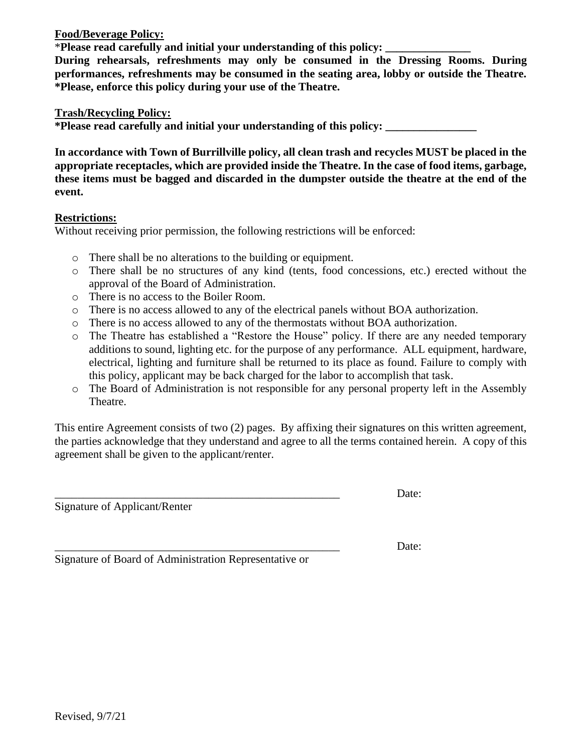**<u>Food/Beverage Policy:</u>**

***Please read carefully and initial your understanding of this policy: _______________**

**During rehearsals, refreshments may only be consumed in the Dressing Rooms. During performances, refreshments may be consumed in the seating area, lobby or outside the Theatre. *Please, enforce this policy during your use of the Theatre.**

**<u>Trash/Recycling Policy:</u>**

***Please read carefully and initial your understanding of this policy: ________________**

**In accordance with Town of Burrillville policy, all clean trash and recycles MUST be placed in the appropriate receptacles, which are provided inside the Theatre. In the case of food items, garbage, these items must be bagged and discarded in the dumpster outside the theatre at the end of the event.**

**<u>Restrictions:</u>**

Without receiving prior permission, the following restrictions will be enforced:

- There shall be no alterations to the building or equipment.
- There shall be no structures of any kind (tents, food concessions, etc.) erected without the approval of the Board of Administration.
- There is no access to the Boiler Room.
- There is no access allowed to any of the electrical panels without BOA authorization.
- There is no access allowed to any of the thermostats without BOA authorization.
- The Theatre has established a "Restore the House" policy. If there are any needed temporary additions to sound, lighting etc. for the purpose of any performance. ALL equipment, hardware, electrical, lighting and furniture shall be returned to its place as found. Failure to comply with this policy, applicant may be back charged for the labor to accomplish that task.
- The Board of Administration is not responsible for any personal property left in the Assembly Theatre.

This entire Agreement consists of two (2) pages. By affixing their signatures on this written agreement, the parties acknowledge that they understand and agree to all the terms contained herein. A copy of this agreement shall be given to the applicant/renter.

____________________________________________________ Date:

Signature of Applicant/Renter

____________________________________________________ Date:

Signature of Board of Administration Representative or

Revised, 9/7/21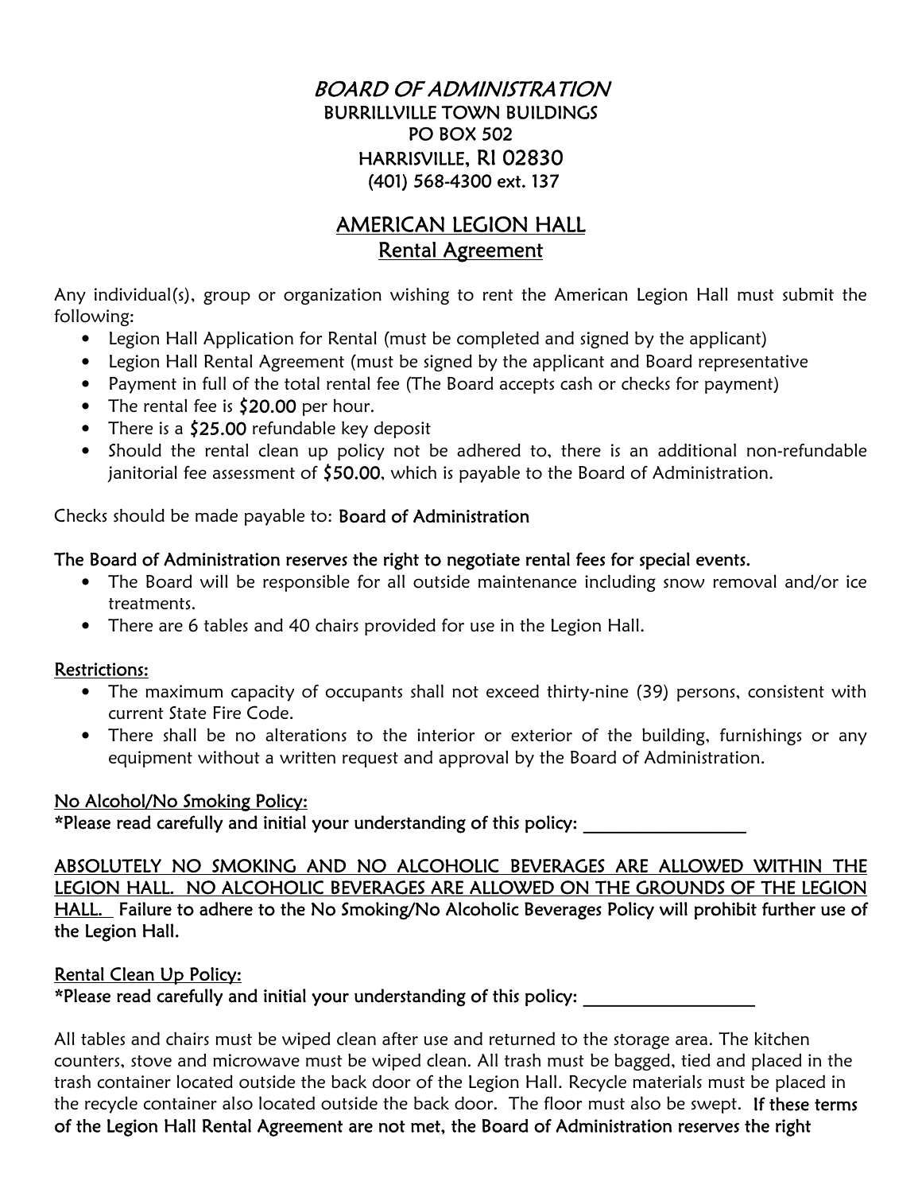*BOARD OF ADMINISTRATION*
BURRILLVILLE TOWN BUILDINGS
PO BOX 502
HARRISVILLE, RI 02830
(401) 568-4300 ext. 137

# AMERICAN LEGION HALL
## Rental Agreement

Any individual(s), group or organization wishing to rent the American Legion Hall must submit the following:

- Legion Hall Application for Rental (must be completed and signed by the applicant)
- Legion Hall Rental Agreement (must be signed by the applicant and Board representative
- Payment in full of the total rental fee (The Board accepts cash or checks for payment)
- The rental fee is **$20.00** per hour.
- There is a **$25.00** refundable key deposit
- Should the rental clean up policy not be adhered to, there is an additional non-refundable janitorial fee assessment of **$50.00**, which is payable to the Board of Administration.

Checks should be made payable to: **Board of Administration**

**The Board of Administration reserves the right to negotiate rental fees for special events.**

- The Board will be responsible for all outside maintenance including snow removal and/or ice treatments.
- There are 6 tables and 40 chairs provided for use in the Legion Hall.

**Restrictions:**

- The maximum capacity of occupants shall not exceed thirty-nine (39) persons, consistent with current State Fire Code.
- There shall be no alterations to the interior or exterior of the building, furnishings or any equipment without a written request and approval by the Board of Administration.

**No Alcohol/No Smoking Policy:**
**\*Please read carefully and initial your understanding of this policy: ________________**

**ABSOLUTELY NO SMOKING AND NO ALCOHOLIC BEVERAGES ARE ALLOWED WITHIN THE LEGION HALL. NO ALCOHOLIC BEVERAGES ARE ALLOWED ON THE GROUNDS OF THE LEGION HALL. Failure to adhere to the No Smoking/No Alcoholic Beverages Policy will prohibit further use of the Legion Hall.**

**Rental Clean Up Policy:**
**\*Please read carefully and initial your understanding of this policy: ________________**

All tables and chairs must be wiped clean after use and returned to the storage area. The kitchen counters, stove and microwave must be wiped clean. All trash must be bagged, tied and placed in the trash container located outside the back door of the Legion Hall. Recycle materials must be placed in the recycle container also located outside the back door. The floor must also be swept. **If these terms of the Legion Hall Rental Agreement are not met, the Board of Administration reserves the right**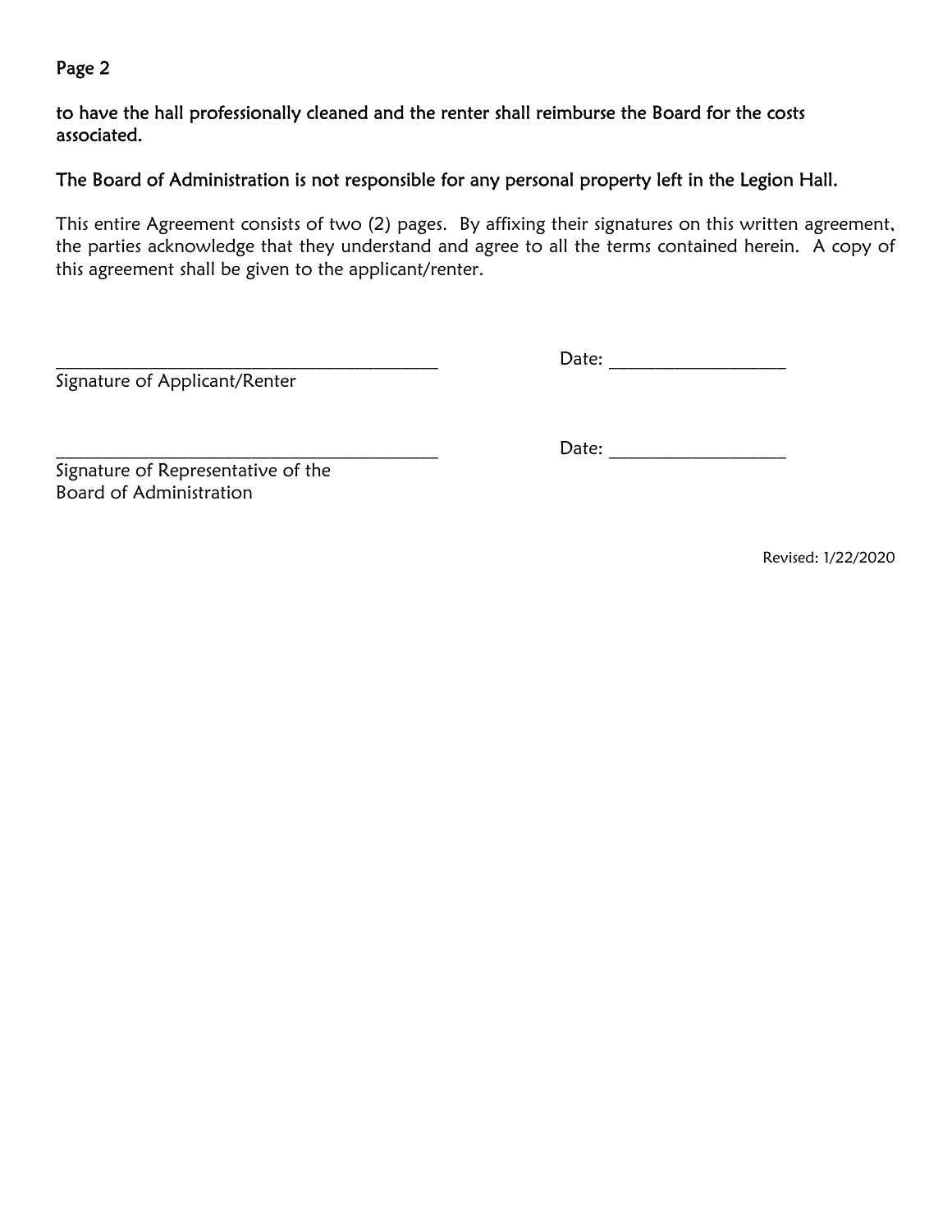to have the hall professionally cleaned and the renter shall reimburse the Board for the costs associated.

The Board of Administration is not responsible for any personal property left in the Legion Hall.

This entire Agreement consists of two (2) pages. By affixing their signatures on this written agreement, the parties acknowledge that they understand and agree to all the terms contained herein. A copy of this agreement shall be given to the applicant/renter.

_______________________________________ Date: _________________

Signature of Applicant/Renter

_______________________________________ Date: _________________

Signature of Representative of the
Board of Administration

Revised: 1/22/2020